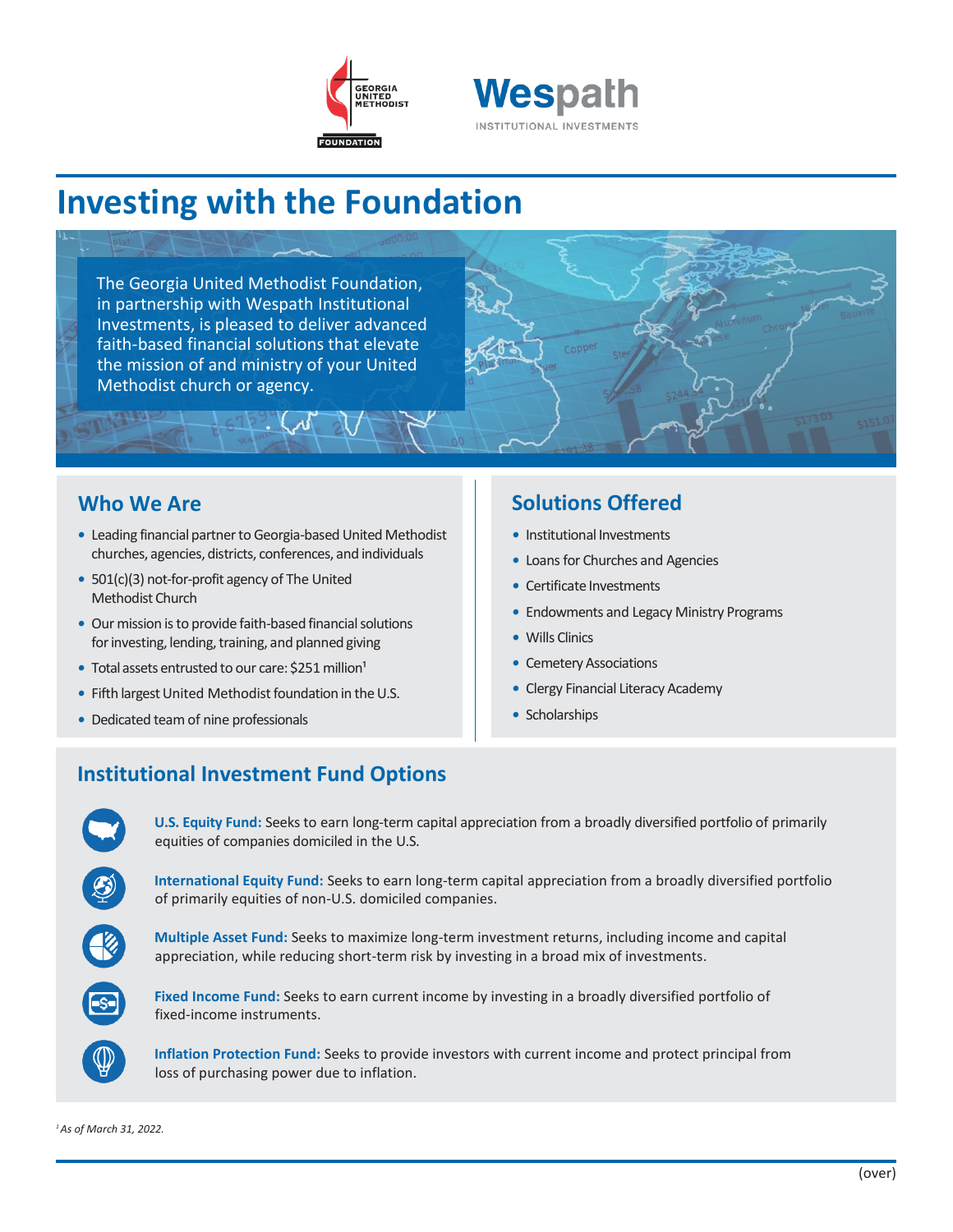# Investing with the Foundation

The Georgia United Methodist Foundation, in partnership with Wespath Institutional Investments, is pleased to deliver advanced faith-based financial solutions that elevate the mission of and ministry of your United Methodist church or agency.

## Who We Are

- Leading financial partner to Georgia-based United Methodist churches, agencies, districts, conferences, and individuals
- 501(c)(3) not-for-profit agency of The United Methodist Church
- Our mission is to provide faith-based financial solutions for investing, lending, training, and planned giving
- Total assets entrusted to our care: $251 million[1]
- Fifth largest United Methodist foundation in the U.S.
- Dedicated team of nine professionals

## Solutions Offered

- Institutional Investments
- Loans for Churches and Agencies
- Certificate Investments
- Endowments and Legacy Ministry Programs
- Wills Clinics
- Cemetery Associations
- Clergy Financial Literacy Academy
- Scholarships

## Institutional Investment Fund Options

**U.S. Equity Fund:** Seeks to earn long-term capital appreciation from a broadly diversified portfolio of primarily equities of companies domiciled in the U.S.

**International Equity Fund:** Seeks to earn long-term capital appreciation from a broadly diversified portfolio of primarily equities of non-U.S. domiciled companies.

**Multiple Asset Fund:** Seeks to maximize long-term investment returns, including income and capital appreciation, while reducing short-term risk by investing in a broad mix of investments.

**Fixed Income Fund:** Seeks to earn current income by investing in a broadly diversified portfolio of fixed-income instruments.

**Inflation Protection Fund:** Seeks to provide investors with current income and protect principal from loss of purchasing power due to inflation.

[1] *As of March 31, 2022.*

(over)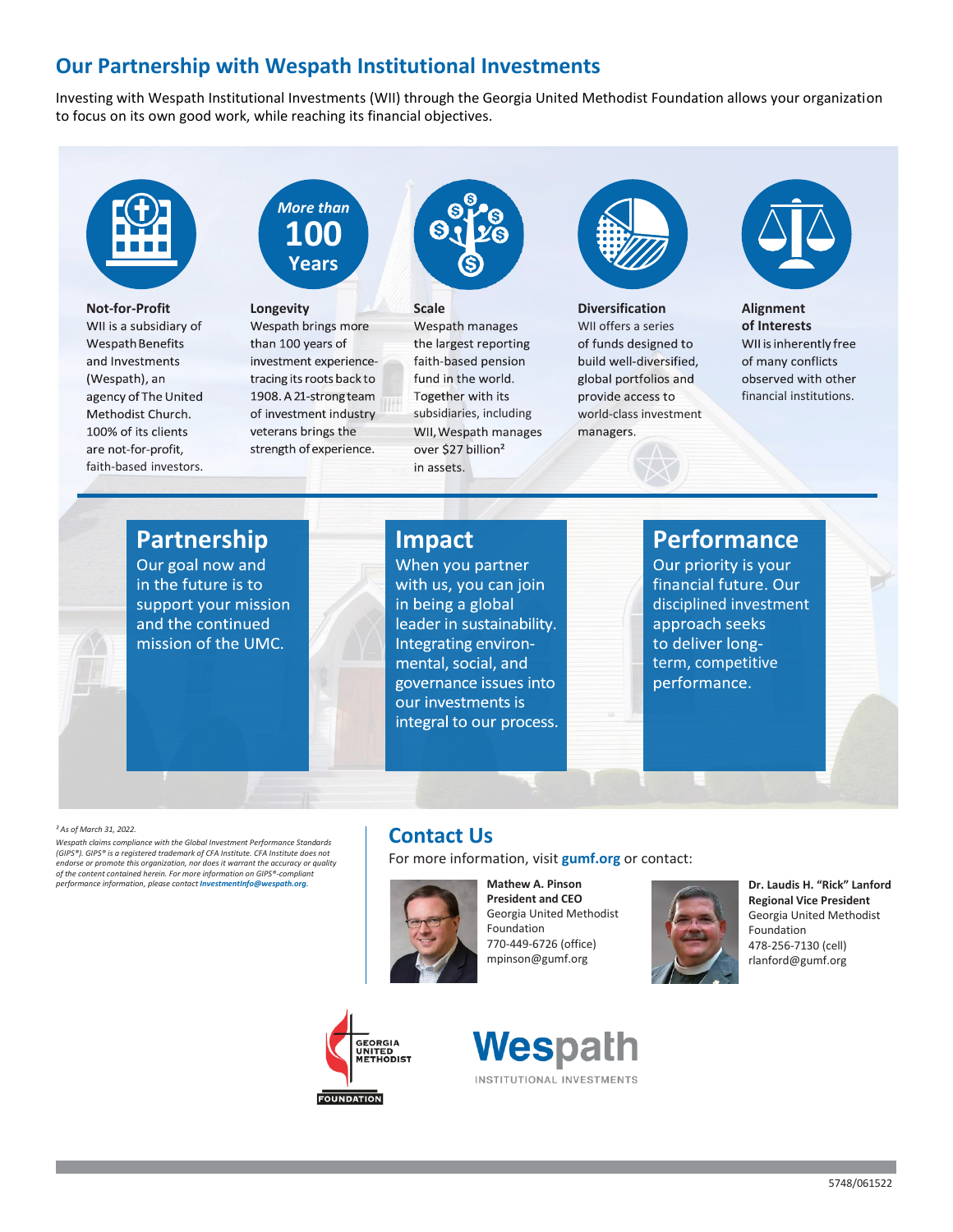## Our Partnership with Wespath Institutional Investments

Investing with Wespath Institutional Investments (WII) through the Georgia United Methodist Foundation allows your organization to focus on its own good work, while reaching its financial objectives.

More than 100 Years

**Not-for-Profit**
WII is a subsidiary of Wespath Benefits and Investments (Wespath), an agency of The United Methodist Church. 100% of its clients are not-for-profit, faith-based investors.

**Longevity**
Wespath brings more than 100 years of investment experience-tracing its roots back to 1908. A 21-strong team of investment industry veterans brings the strength of experience.

**Scale**
Wespath manages the largest reporting faith-based pension fund in the world. Together with its subsidiaries, including WII, Wespath manages over $27 billion[2] in assets.

**Diversification**
WII offers a series of funds designed to build well-diversified, global portfolios and provide access to world-class investment managers.

**Alignment of Interests**
WII is inherently free of many conflicts observed with other financial institutions.

### Partnership

Our goal now and in the future is to support your mission and the continued mission of the UMC.

### Impact

When you partner with us, you can join in being a global leader in sustainability. Integrating environmental, social, and governance issues into our investments is integral to our process.

### Performance

Our priority is your financial future. Our disciplined investment approach seeks to deliver long-term, competitive performance.

*[2] As of March 31, 2022.*

*Wespath claims compliance with the Global Investment Performance Standards (GIPS®). GIPS® is a registered trademark of CFA Institute. CFA Institute does not endorse or promote this organization, nor does it warrant the accuracy or quality of the content contained herein. For more information on GIPS®-compliant performance information, please contact **InvestmentInfo@wespath.org**.*

## Contact Us

For more information, visit **gumf.org** or contact:

**Mathew A. Pinson**
**President and CEO**
Georgia United Methodist Foundation
770-449-6726 (office)
mpinson@gumf.org

**Dr. Laudis H. "Rick" Lanford**
**Regional Vice President**
Georgia United Methodist Foundation
478-256-7130 (cell)
rlanford@gumf.org

GEORGIA UNITED METHODIST FOUNDATION

Wespath INSTITUTIONAL INVESTMENTS

5748/061522